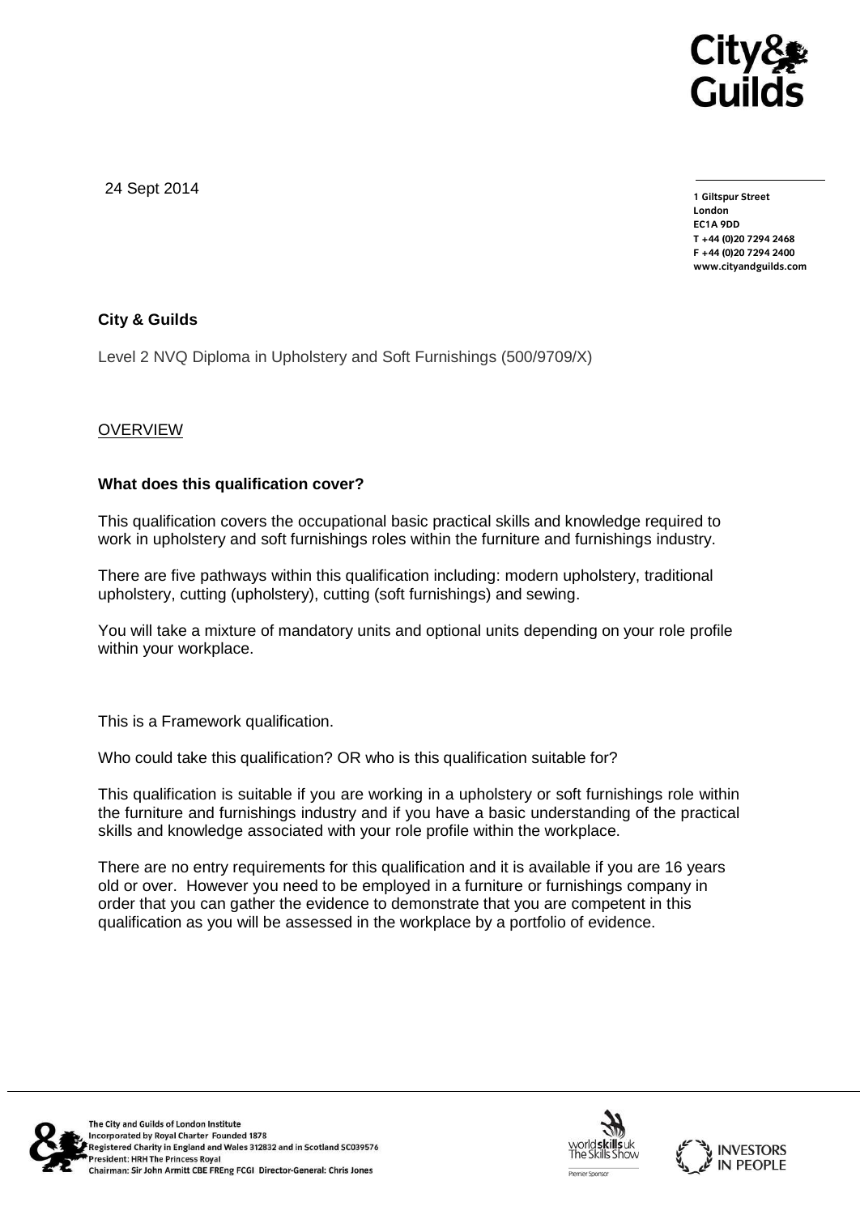24 Sept 2014

**1 Giltspur Street**
**London**
**EC1A 9DD**
**T +44 (0)20 7294 2468**
**F +44 (0)20 7294 2400**
**www.cityandguilds.com**

**City & Guilds**

Level 2 NVQ Diploma in Upholstery and Soft Furnishings (500/9709/X)

OVERVIEW

**What does this qualification cover?**

This qualification covers the occupational basic practical skills and knowledge required to work in upholstery and soft furnishings roles within the furniture and furnishings industry.

There are five pathways within this qualification including: modern upholstery, traditional upholstery, cutting (upholstery), cutting (soft furnishings) and sewing.

You will take a mixture of mandatory units and optional units depending on your role profile within your workplace.

This is a Framework qualification.

Who could take this qualification? OR who is this qualification suitable for?

This qualification is suitable if you are working in a upholstery or soft furnishings role within the furniture and furnishings industry and if you have a basic understanding of the practical skills and knowledge associated with your role profile within the workplace.

There are no entry requirements for this qualification and it is available if you are 16 years old or over. However you need to be employed in a furniture or furnishings company in order that you can gather the evidence to demonstrate that you are competent in this qualification as you will be assessed in the workplace by a portfolio of evidence.

The City and Guilds of London Institute
Incorporated by Royal Charter Founded 1878
Registered Charity in England and Wales 312832 and in Scotland SC039576
President: HRH The Princess Royal
Chairman: Sir John Armitt CBE FREng FCGI Director-General: Chris Jones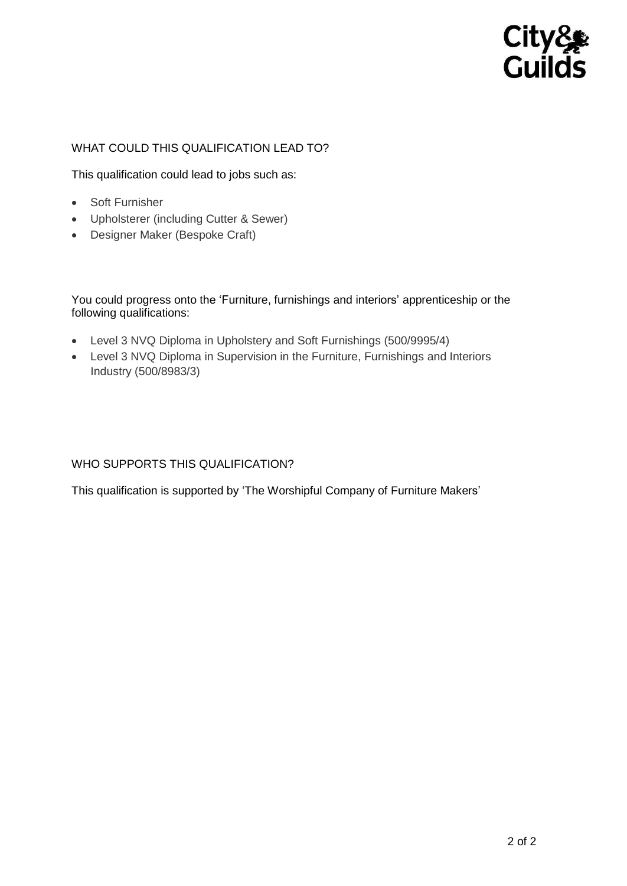## WHAT COULD THIS QUALIFICATION LEAD TO?

This qualification could lead to jobs such as:

- Soft Furnisher
- Upholsterer (including Cutter & Sewer)
- Designer Maker (Bespoke Craft)

You could progress onto the 'Furniture, furnishings and interiors' apprenticeship or the following qualifications:

- Level 3 NVQ Diploma in Upholstery and Soft Furnishings (500/9995/4)
- Level 3 NVQ Diploma in Supervision in the Furniture, Furnishings and Interiors Industry (500/8983/3)

## WHO SUPPORTS THIS QUALIFICATION?

This qualification is supported by 'The Worshipful Company of Furniture Makers'